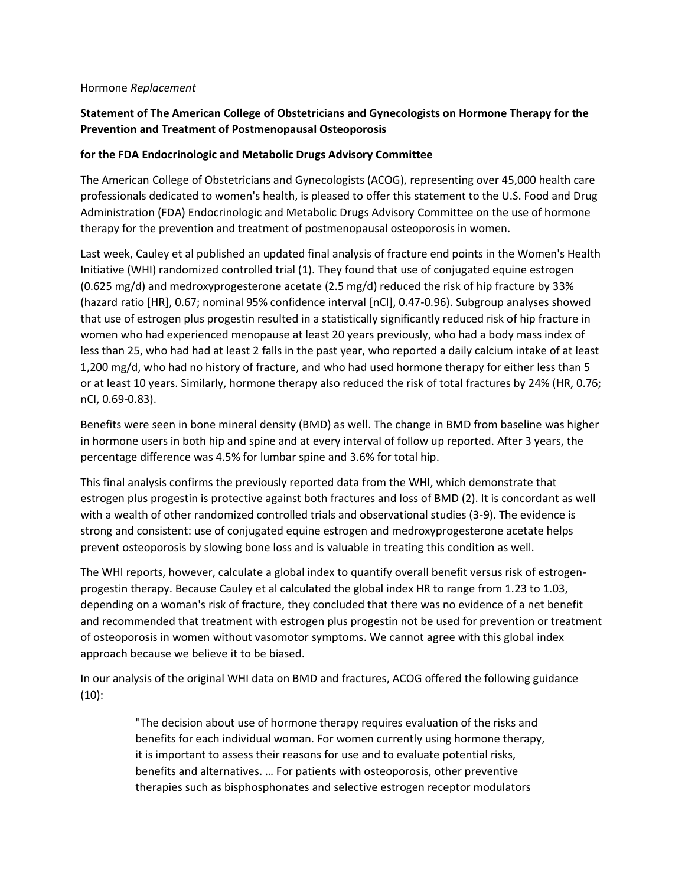Hormone *Replacement*

**Statement of The American College of Obstetricians and Gynecologists on Hormone Therapy for the Prevention and Treatment of Postmenopausal Osteoporosis**

**for the FDA Endocrinologic and Metabolic Drugs Advisory Committee**

The American College of Obstetricians and Gynecologists (ACOG), representing over 45,000 health care professionals dedicated to women's health, is pleased to offer this statement to the U.S. Food and Drug Administration (FDA) Endocrinologic and Metabolic Drugs Advisory Committee on the use of hormone therapy for the prevention and treatment of postmenopausal osteoporosis in women.

Last week, Cauley et al published an updated final analysis of fracture end points in the Women's Health Initiative (WHI) randomized controlled trial (1). They found that use of conjugated equine estrogen (0.625 mg/d) and medroxyprogesterone acetate (2.5 mg/d) reduced the risk of hip fracture by 33% (hazard ratio [HR], 0.67; nominal 95% confidence interval [nCI], 0.47-0.96). Subgroup analyses showed that use of estrogen plus progestin resulted in a statistically significantly reduced risk of hip fracture in women who had experienced menopause at least 20 years previously, who had a body mass index of less than 25, who had had at least 2 falls in the past year, who reported a daily calcium intake of at least 1,200 mg/d, who had no history of fracture, and who had used hormone therapy for either less than 5 or at least 10 years. Similarly, hormone therapy also reduced the risk of total fractures by 24% (HR, 0.76; nCI, 0.69-0.83).

Benefits were seen in bone mineral density (BMD) as well. The change in BMD from baseline was higher in hormone users in both hip and spine and at every interval of follow up reported. After 3 years, the percentage difference was 4.5% for lumbar spine and 3.6% for total hip.

This final analysis confirms the previously reported data from the WHI, which demonstrate that estrogen plus progestin is protective against both fractures and loss of BMD (2). It is concordant as well with a wealth of other randomized controlled trials and observational studies (3-9). The evidence is strong and consistent: use of conjugated equine estrogen and medroxyprogesterone acetate helps prevent osteoporosis by slowing bone loss and is valuable in treating this condition as well.

The WHI reports, however, calculate a global index to quantify overall benefit versus risk of estrogen-progestin therapy. Because Cauley et al calculated the global index HR to range from 1.23 to 1.03, depending on a woman's risk of fracture, they concluded that there was no evidence of a net benefit and recommended that treatment with estrogen plus progestin not be used for prevention or treatment of osteoporosis in women without vasomotor symptoms. We cannot agree with this global index approach because we believe it to be biased.

In our analysis of the original WHI data on BMD and fractures, ACOG offered the following guidance (10):

> "The decision about use of hormone therapy requires evaluation of the risks and benefits for each individual woman. For women currently using hormone therapy, it is important to assess their reasons for use and to evaluate potential risks, benefits and alternatives. … For patients with osteoporosis, other preventive therapies such as bisphosphonates and selective estrogen receptor modulators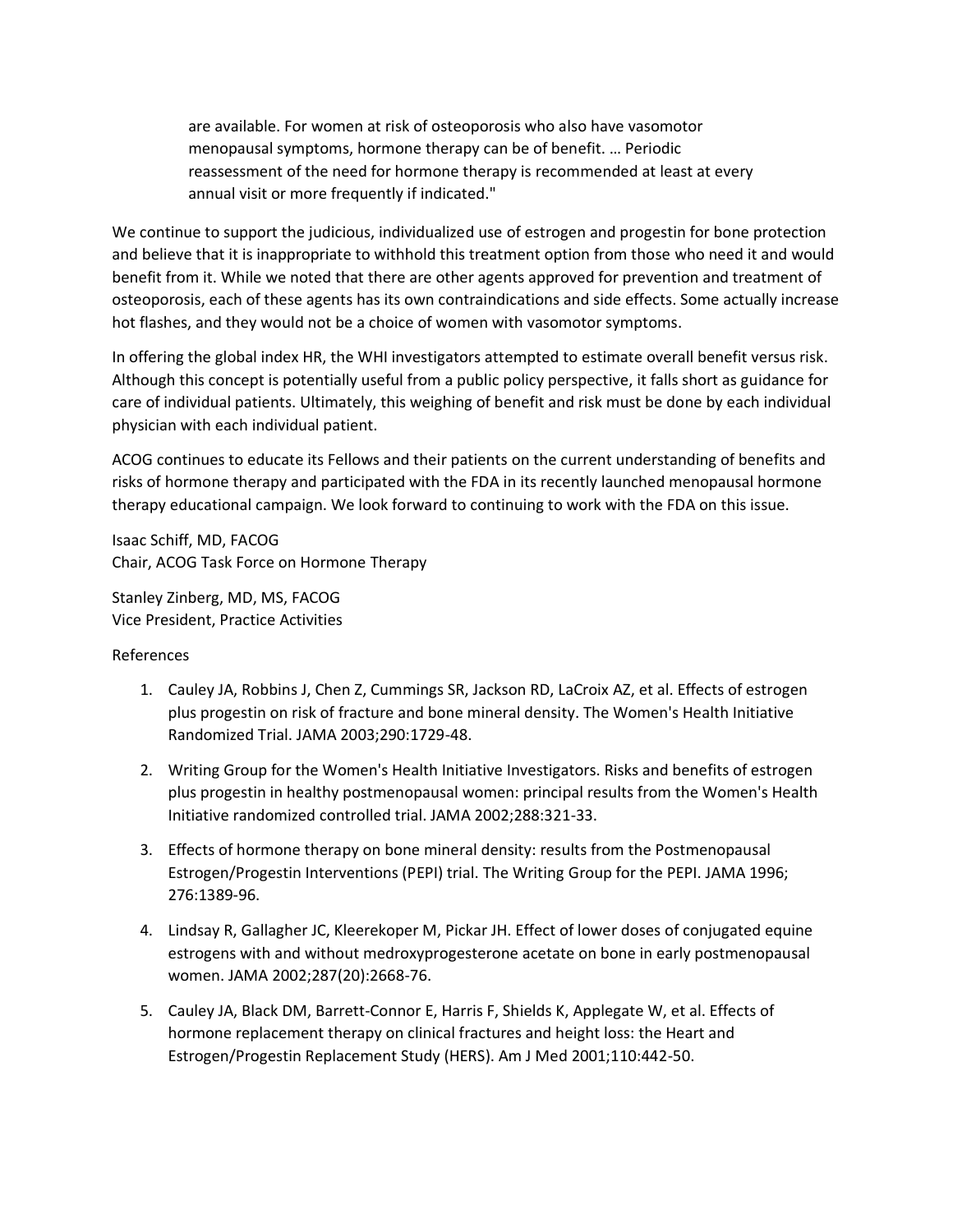> are available. For women at risk of osteoporosis who also have vasomotor menopausal symptoms, hormone therapy can be of benefit. … Periodic reassessment of the need for hormone therapy is recommended at least at every annual visit or more frequently if indicated."

We continue to support the judicious, individualized use of estrogen and progestin for bone protection and believe that it is inappropriate to withhold this treatment option from those who need it and would benefit from it. While we noted that there are other agents approved for prevention and treatment of osteoporosis, each of these agents has its own contraindications and side effects. Some actually increase hot flashes, and they would not be a choice of women with vasomotor symptoms.

In offering the global index HR, the WHI investigators attempted to estimate overall benefit versus risk. Although this concept is potentially useful from a public policy perspective, it falls short as guidance for care of individual patients. Ultimately, this weighing of benefit and risk must be done by each individual physician with each individual patient.

ACOG continues to educate its Fellows and their patients on the current understanding of benefits and risks of hormone therapy and participated with the FDA in its recently launched menopausal hormone therapy educational campaign. We look forward to continuing to work with the FDA on this issue.

Isaac Schiff, MD, FACOG
Chair, ACOG Task Force on Hormone Therapy

Stanley Zinberg, MD, MS, FACOG
Vice President, Practice Activities

References

1. Cauley JA, Robbins J, Chen Z, Cummings SR, Jackson RD, LaCroix AZ, et al. Effects of estrogen plus progestin on risk of fracture and bone mineral density. The Women's Health Initiative Randomized Trial. JAMA 2003;290:1729-48.
2. Writing Group for the Women's Health Initiative Investigators. Risks and benefits of estrogen plus progestin in healthy postmenopausal women: principal results from the Women's Health Initiative randomized controlled trial. JAMA 2002;288:321-33.
3. Effects of hormone therapy on bone mineral density: results from the Postmenopausal Estrogen/Progestin Interventions (PEPI) trial. The Writing Group for the PEPI. JAMA 1996; 276:1389-96.
4. Lindsay R, Gallagher JC, Kleerekoper M, Pickar JH. Effect of lower doses of conjugated equine estrogens with and without medroxyprogesterone acetate on bone in early postmenopausal women. JAMA 2002;287(20):2668-76.
5. Cauley JA, Black DM, Barrett-Connor E, Harris F, Shields K, Applegate W, et al. Effects of hormone replacement therapy on clinical fractures and height loss: the Heart and Estrogen/Progestin Replacement Study (HERS). Am J Med 2001;110:442-50.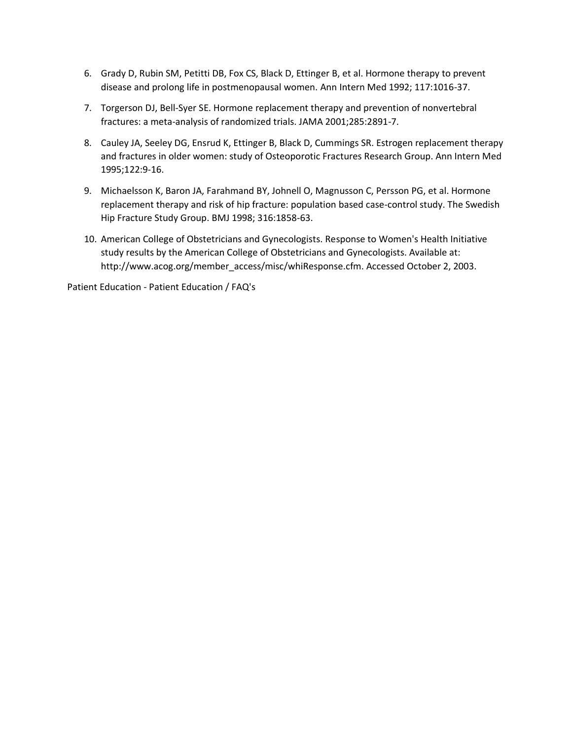6. Grady D, Rubin SM, Petitti DB, Fox CS, Black D, Ettinger B, et al. Hormone therapy to prevent disease and prolong life in postmenopausal women. Ann Intern Med 1992; 117:1016-37.
7. Torgerson DJ, Bell-Syer SE. Hormone replacement therapy and prevention of nonvertebral fractures: a meta-analysis of randomized trials. JAMA 2001;285:2891-7.
8. Cauley JA, Seeley DG, Ensrud K, Ettinger B, Black D, Cummings SR. Estrogen replacement therapy and fractures in older women: study of Osteoporotic Fractures Research Group. Ann Intern Med 1995;122:9-16.
9. Michaelsson K, Baron JA, Farahmand BY, Johnell O, Magnusson C, Persson PG, et al. Hormone replacement therapy and risk of hip fracture: population based case-control study. The Swedish Hip Fracture Study Group. BMJ 1998; 316:1858-63.
10. American College of Obstetricians and Gynecologists. Response to Women's Health Initiative study results by the American College of Obstetricians and Gynecologists. Available at: http://www.acog.org/member_access/misc/whiResponse.cfm. Accessed October 2, 2003.

Patient Education - Patient Education / FAQ's